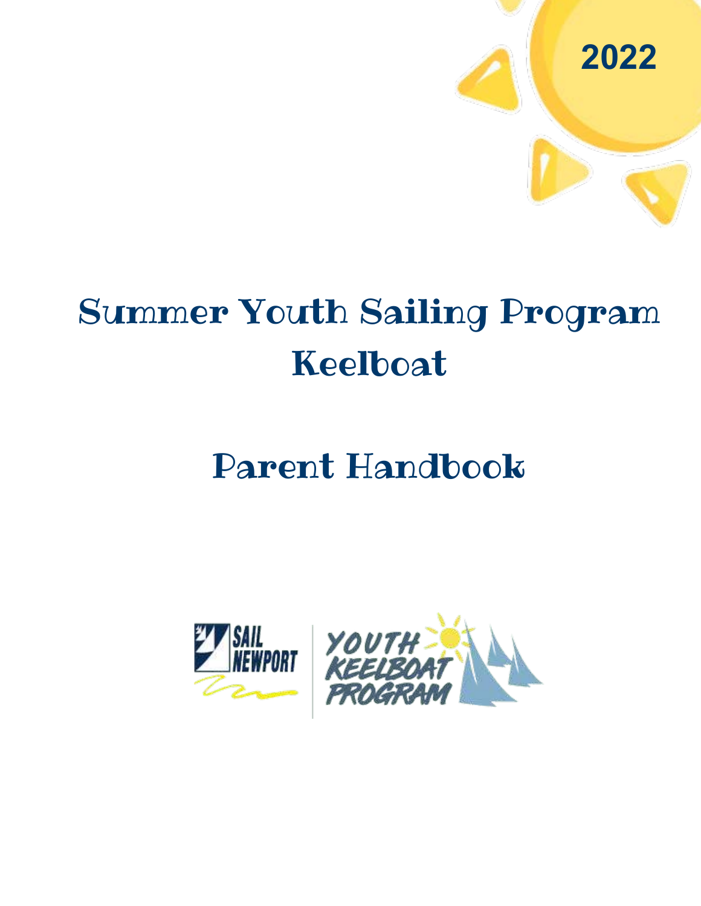2022

# Summer Youth Sailing Program
# Keelboat

# Parent Handbook

SAIL NEWPORT | YOUTH KEELBOAT PROGRAM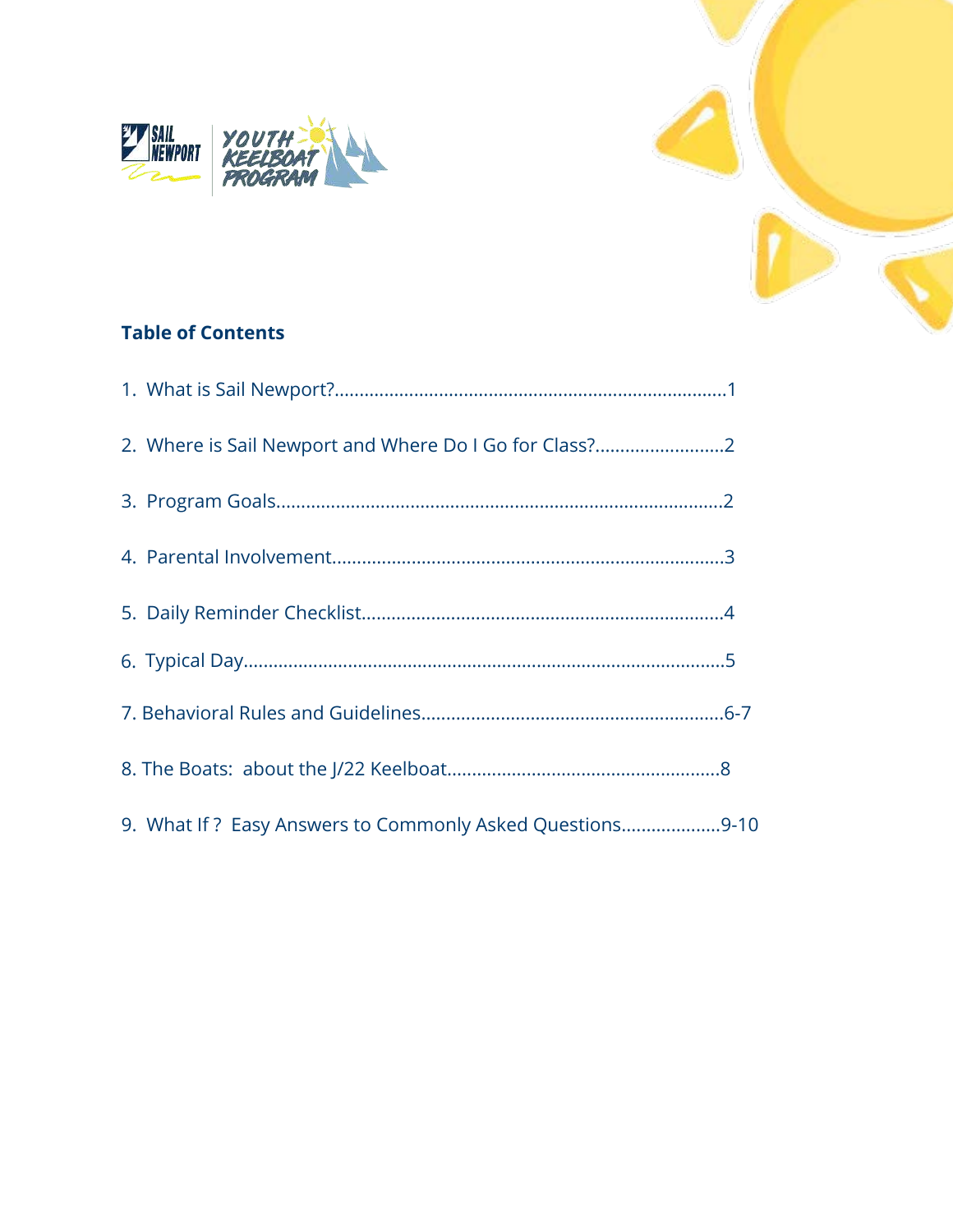## Table of Contents

1. What is Sail Newport?.............................................................................1
2. Where is Sail Newport and Where Do I Go for Class?..........................2
3. Program Goals........................................................................................2
4. Parental Involvement.............................................................................3
5. Daily Reminder Checklist.......................................................................4
6. Typical Day...............................................................................................5
7. Behavioral Rules and Guidelines...........................................................6-7
8. The Boats: about the J/22 Keelboat......................................................8
9. What If ? Easy Answers to Commonly Asked Questions...................9-10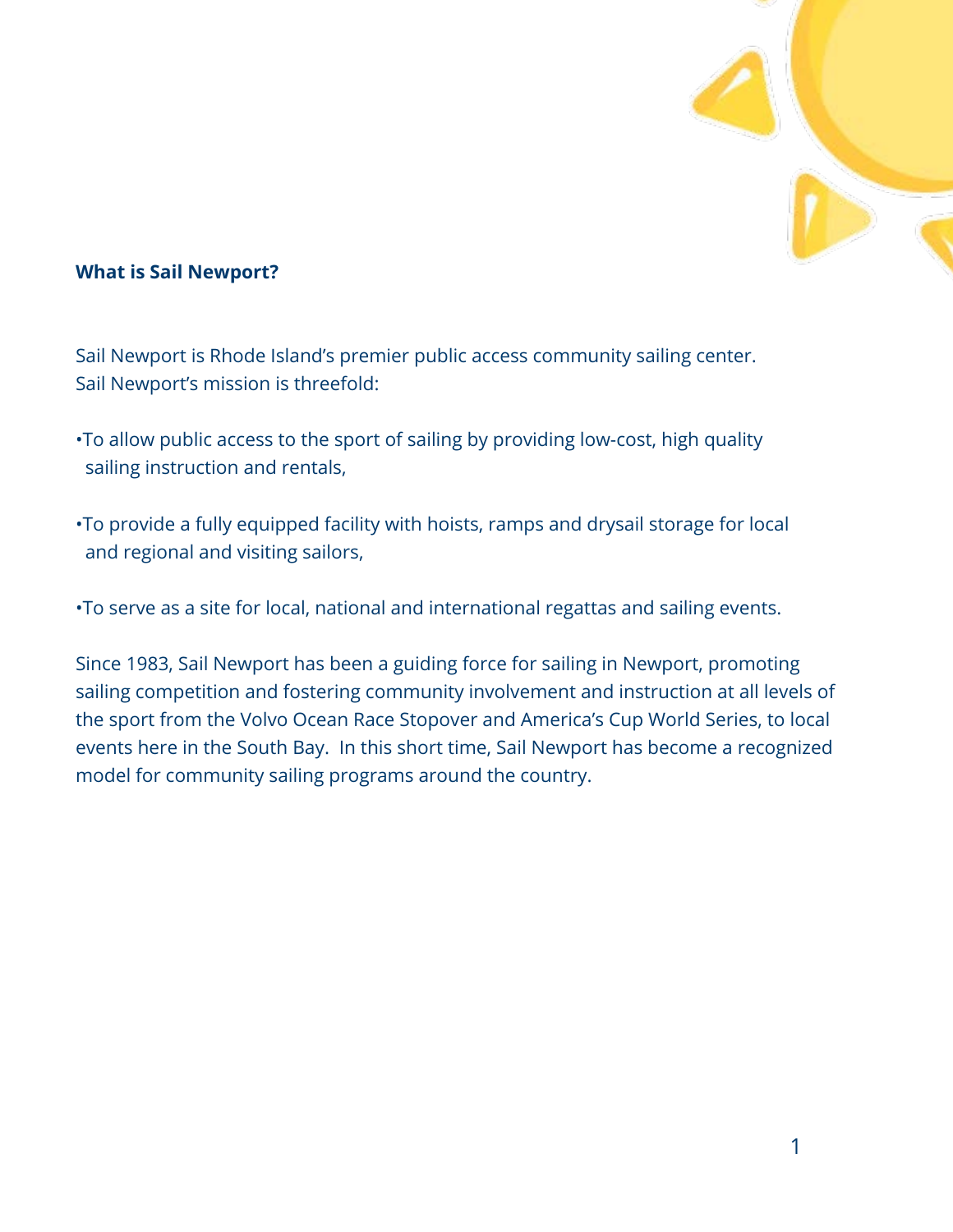**What is Sail Newport?**

Sail Newport is Rhode Island's premier public access community sailing center. Sail Newport's mission is threefold:

•To allow public access to the sport of sailing by providing low-cost, high quality sailing instruction and rentals,

•To provide a fully equipped facility with hoists, ramps and drysail storage for local and regional and visiting sailors,

•To serve as a site for local, national and international regattas and sailing events.

Since 1983, Sail Newport has been a guiding force for sailing in Newport, promoting sailing competition and fostering community involvement and instruction at all levels of the sport from the Volvo Ocean Race Stopover and America's Cup World Series, to local events here in the South Bay. In this short time, Sail Newport has become a recognized model for community sailing programs around the country.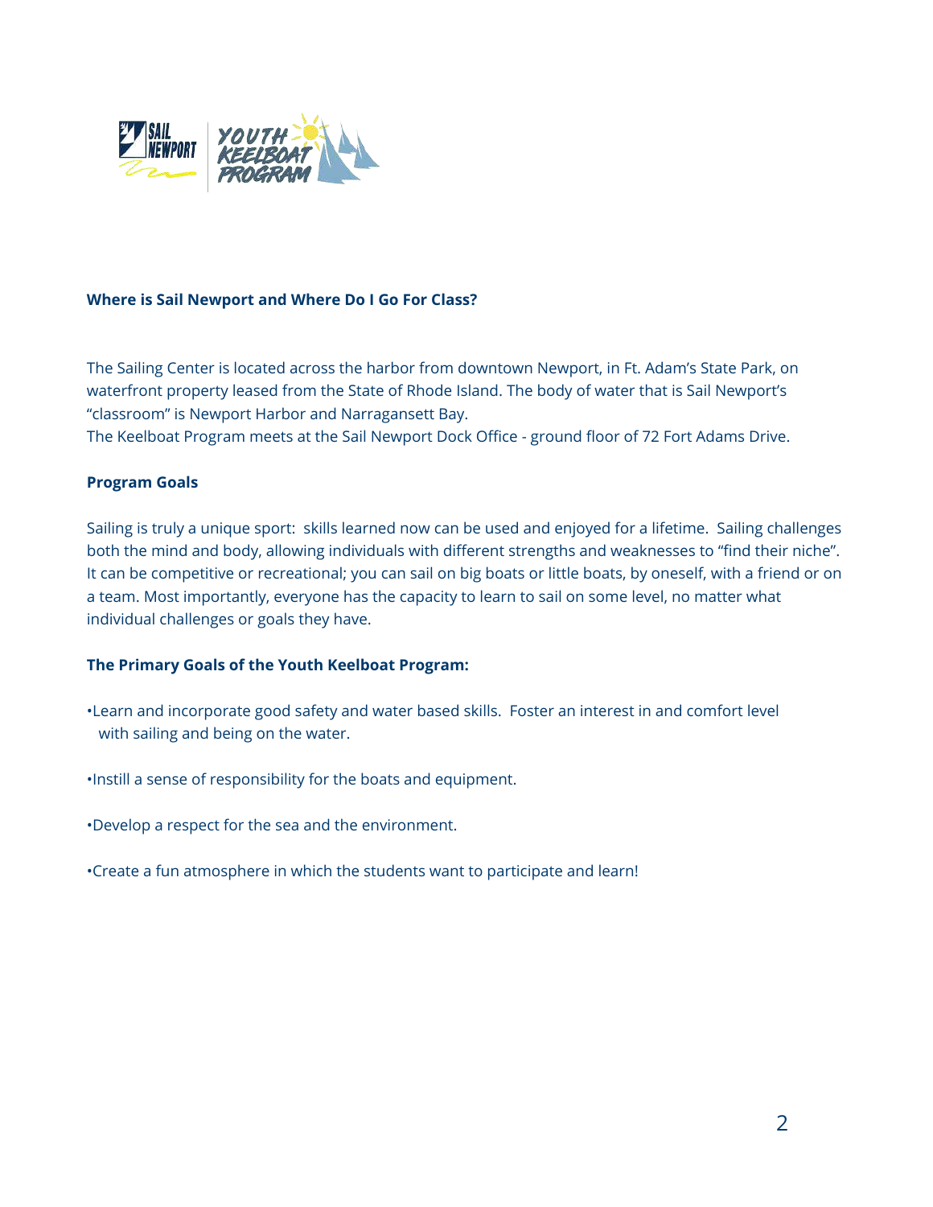## Where is Sail Newport and Where Do I Go For Class?

The Sailing Center is located across the harbor from downtown Newport, in Ft. Adam's State Park, on waterfront property leased from the State of Rhode Island. The body of water that is Sail Newport's "classroom" is Newport Harbor and Narragansett Bay.
The Keelboat Program meets at the Sail Newport Dock Office - ground floor of 72 Fort Adams Drive.

## Program Goals

Sailing is truly a unique sport: skills learned now can be used and enjoyed for a lifetime. Sailing challenges both the mind and body, allowing individuals with different strengths and weaknesses to "find their niche". It can be competitive or recreational; you can sail on big boats or little boats, by oneself, with a friend or on a team. Most importantly, everyone has the capacity to learn to sail on some level, no matter what individual challenges or goals they have.

### The Primary Goals of the Youth Keelboat Program:

- Learn and incorporate good safety and water based skills. Foster an interest in and comfort level with sailing and being on the water.
- Instill a sense of responsibility for the boats and equipment.
- Develop a respect for the sea and the environment.
- Create a fun atmosphere in which the students want to participate and learn!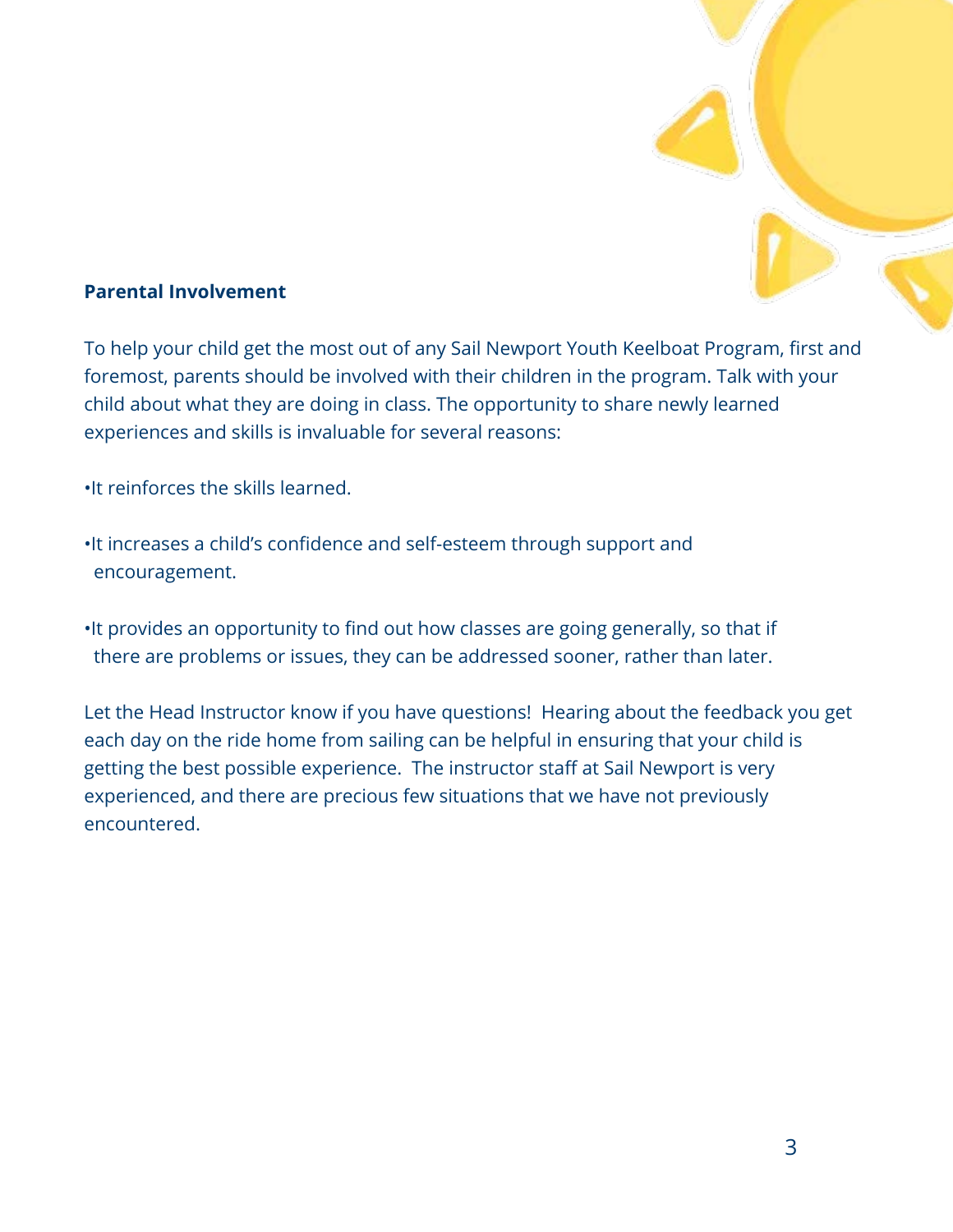## Parental Involvement

To help your child get the most out of any Sail Newport Youth Keelboat Program, first and foremost, parents should be involved with their children in the program. Talk with your child about what they are doing in class. The opportunity to share newly learned experiences and skills is invaluable for several reasons:

- It reinforces the skills learned.
- It increases a child's confidence and self-esteem through support and encouragement.
- It provides an opportunity to find out how classes are going generally, so that if there are problems or issues, they can be addressed sooner, rather than later.

Let the Head Instructor know if you have questions! Hearing about the feedback you get each day on the ride home from sailing can be helpful in ensuring that your child is getting the best possible experience. The instructor staff at Sail Newport is very experienced, and there are precious few situations that we have not previously encountered.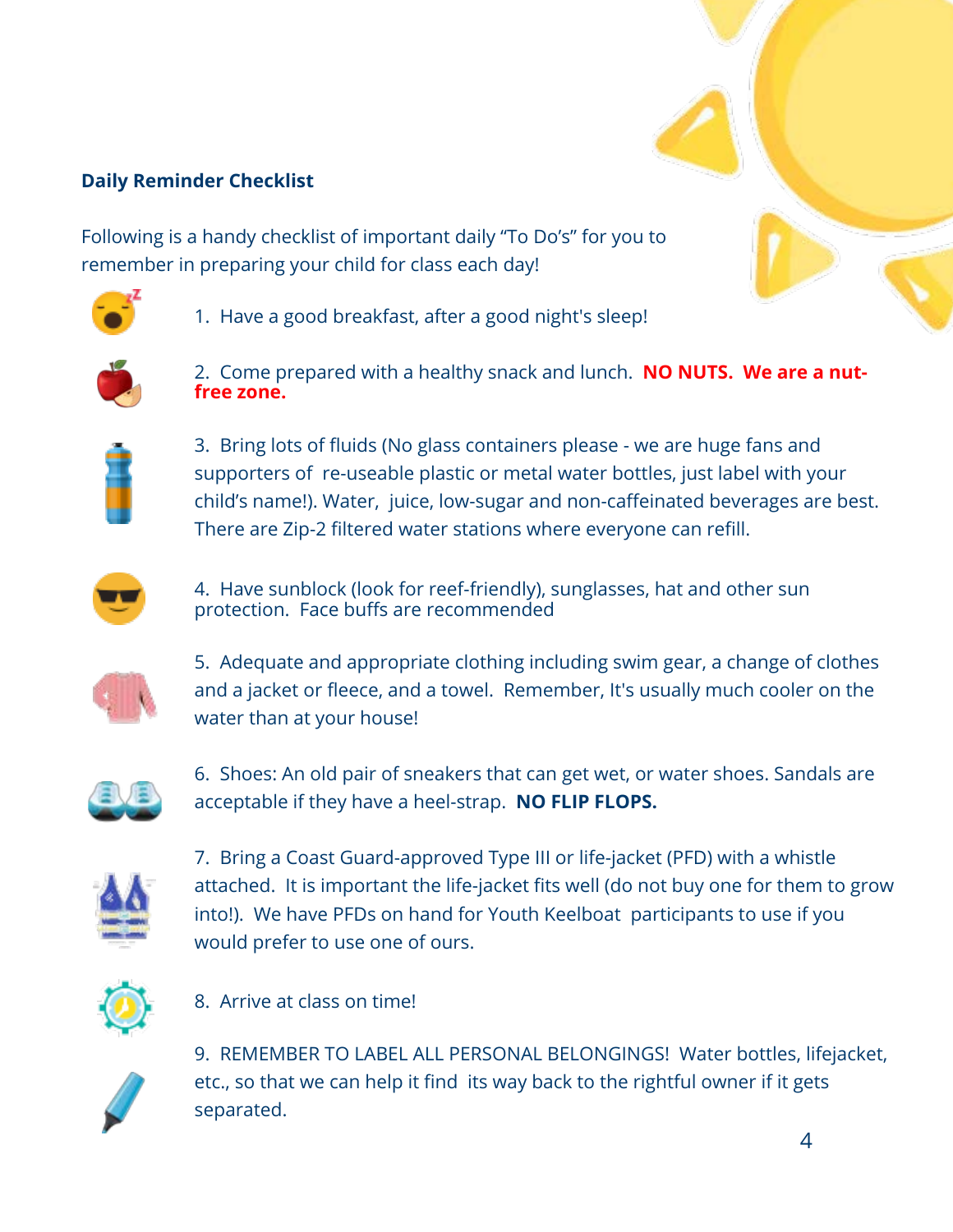**Daily Reminder Checklist**

Following is a handy checklist of important daily "To Do's" for you to remember in preparing your child for class each day!

1. Have a good breakfast, after a good night's sleep!

2. Come prepared with a healthy snack and lunch. **NO NUTS. We are a nut-free zone.**

3. Bring lots of fluids (No glass containers please - we are huge fans and supporters of re-useable plastic or metal water bottles, just label with your child's name!). Water, juice, low-sugar and non-caffeinated beverages are best. There are Zip-2 filtered water stations where everyone can refill.

4. Have sunblock (look for reef-friendly), sunglasses, hat and other sun protection. Face buffs are recommended

5. Adequate and appropriate clothing including swim gear, a change of clothes and a jacket or fleece, and a towel. Remember, It's usually much cooler on the water than at your house!

6. Shoes: An old pair of sneakers that can get wet, or water shoes. Sandals are acceptable if they have a heel-strap. **NO FLIP FLOPS.**

7. Bring a Coast Guard-approved Type III or life-jacket (PFD) with a whistle attached. It is important the life-jacket fits well (do not buy one for them to grow into!). We have PFDs on hand for Youth Keelboat participants to use if you would prefer to use one of ours.

8. Arrive at class on time!

9. REMEMBER TO LABEL ALL PERSONAL BELONGINGS! Water bottles, lifejacket, etc., so that we can help it find its way back to the rightful owner if it gets separated.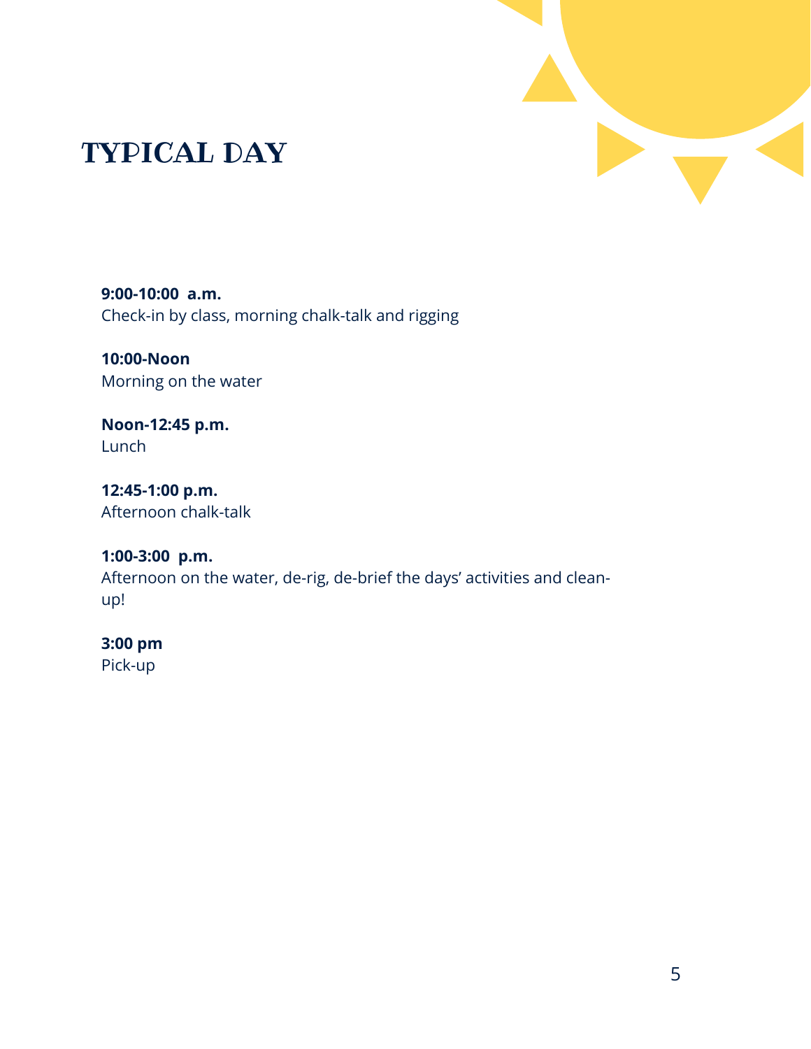# TYPICAL DAY

**9:00-10:00  a.m.**
Check-in by class, morning chalk-talk and rigging

**10:00-Noon**
Morning on the water

**Noon-12:45 p.m.**
Lunch

**12:45-1:00 p.m.**
Afternoon chalk-talk

**1:00-3:00  p.m.**
Afternoon on the water, de-rig, de-brief the days' activities and clean-up!

**3:00 pm**
Pick-up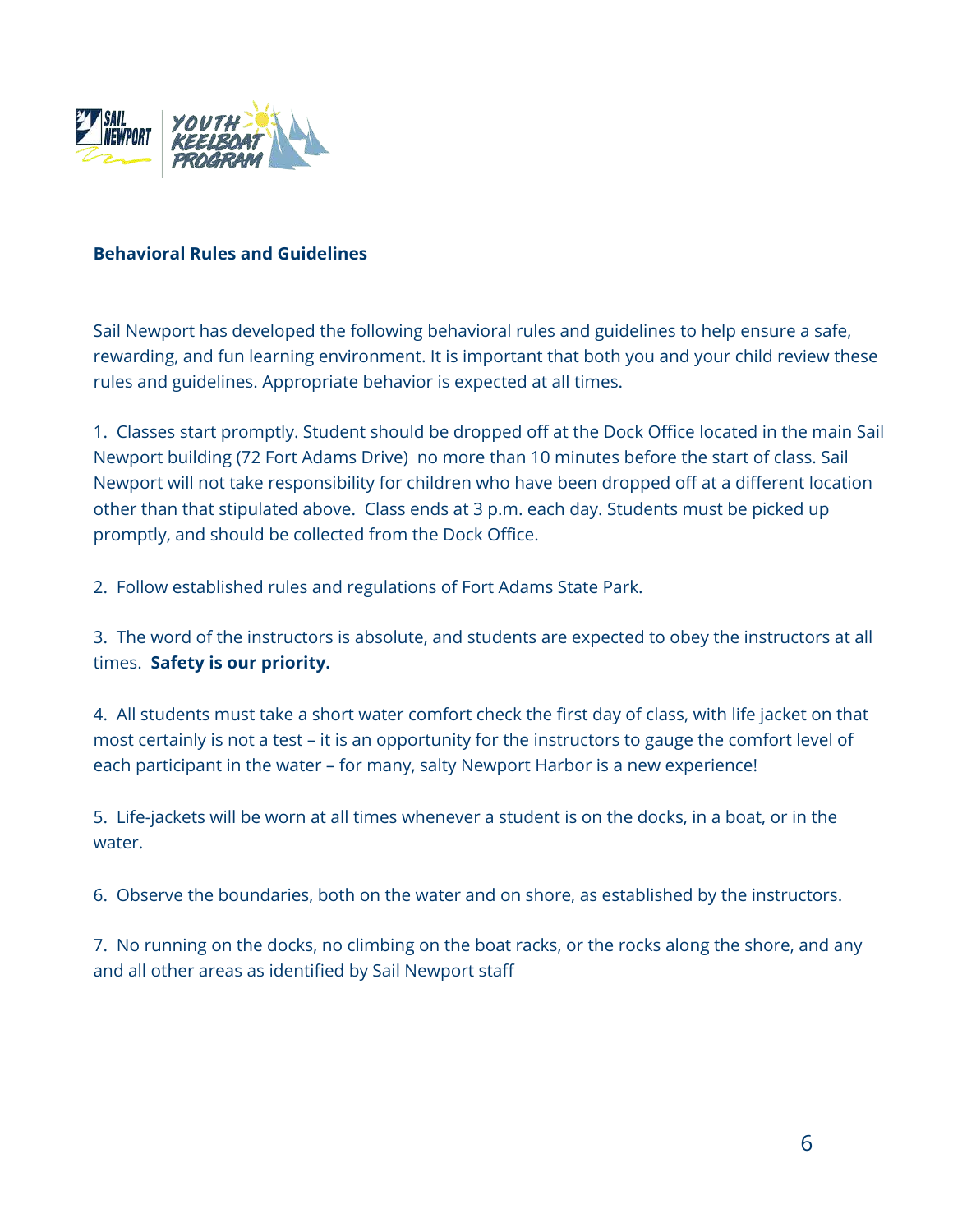## Behavioral Rules and Guidelines

Sail Newport has developed the following behavioral rules and guidelines to help ensure a safe, rewarding, and fun learning environment. It is important that both you and your child review these rules and guidelines. Appropriate behavior is expected at all times.

1. Classes start promptly. Student should be dropped off at the Dock Office located in the main Sail Newport building (72 Fort Adams Drive) no more than 10 minutes before the start of class. Sail Newport will not take responsibility for children who have been dropped off at a different location other than that stipulated above. Class ends at 3 p.m. each day. Students must be picked up promptly, and should be collected from the Dock Office.

2. Follow established rules and regulations of Fort Adams State Park.

3. The word of the instructors is absolute, and students are expected to obey the instructors at all times. **Safety is our priority.**

4. All students must take a short water comfort check the first day of class, with life jacket on that most certainly is not a test – it is an opportunity for the instructors to gauge the comfort level of each participant in the water – for many, salty Newport Harbor is a new experience!

5. Life-jackets will be worn at all times whenever a student is on the docks, in a boat, or in the water.

6. Observe the boundaries, both on the water and on shore, as established by the instructors.

7. No running on the docks, no climbing on the boat racks, or the rocks along the shore, and any and all other areas as identified by Sail Newport staff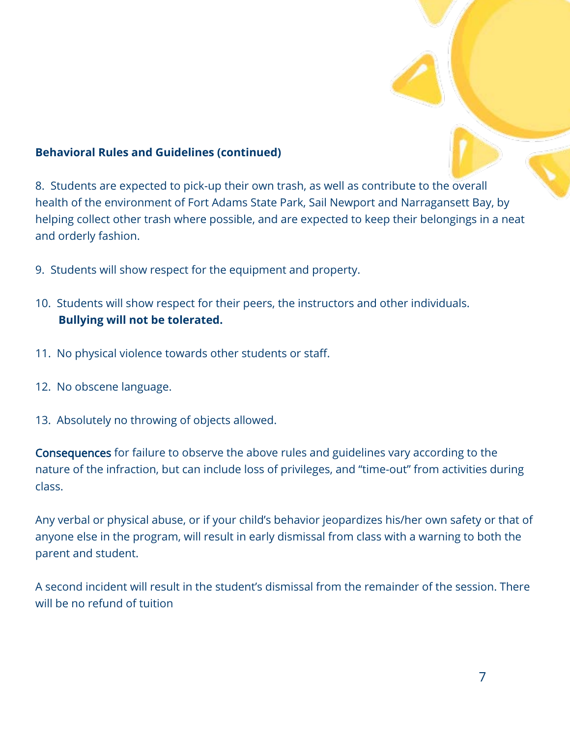**Behavioral Rules and Guidelines (continued)**

8. Students are expected to pick-up their own trash, as well as contribute to the overall health of the environment of Fort Adams State Park, Sail Newport and Narragansett Bay, by helping collect other trash where possible, and are expected to keep their belongings in a neat and orderly fashion.

9. Students will show respect for the equipment and property.

10. Students will show respect for their peers, the instructors and other individuals. **Bullying will not be tolerated.**

11. No physical violence towards other students or staff.

12. No obscene language.

13. Absolutely no throwing of objects allowed.

Consequences for failure to observe the above rules and guidelines vary according to the nature of the infraction, but can include loss of privileges, and "time-out" from activities during class.

Any verbal or physical abuse, or if your child's behavior jeopardizes his/her own safety or that of anyone else in the program, will result in early dismissal from class with a warning to both the parent and student.

A second incident will result in the student's dismissal from the remainder of the session. There will be no refund of tuition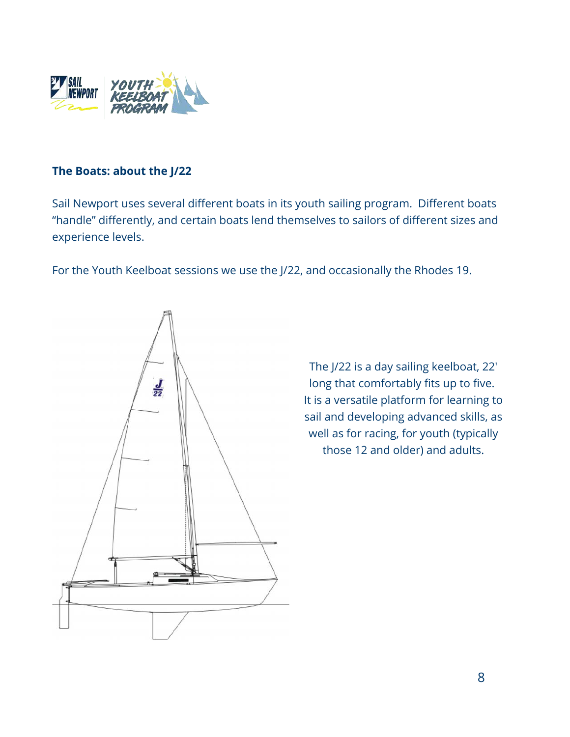**The Boats: about the J/22**

Sail Newport uses several different boats in its youth sailing program. Different boats "handle" differently, and certain boats lend themselves to sailors of different sizes and experience levels.

For the Youth Keelboat sessions we use the J/22, and occasionally the Rhodes 19.

The J/22 is a day sailing keelboat, 22' long that comfortably fits up to five. It is a versatile platform for learning to sail and developing advanced skills, as well as for racing, for youth (typically those 12 and older) and adults.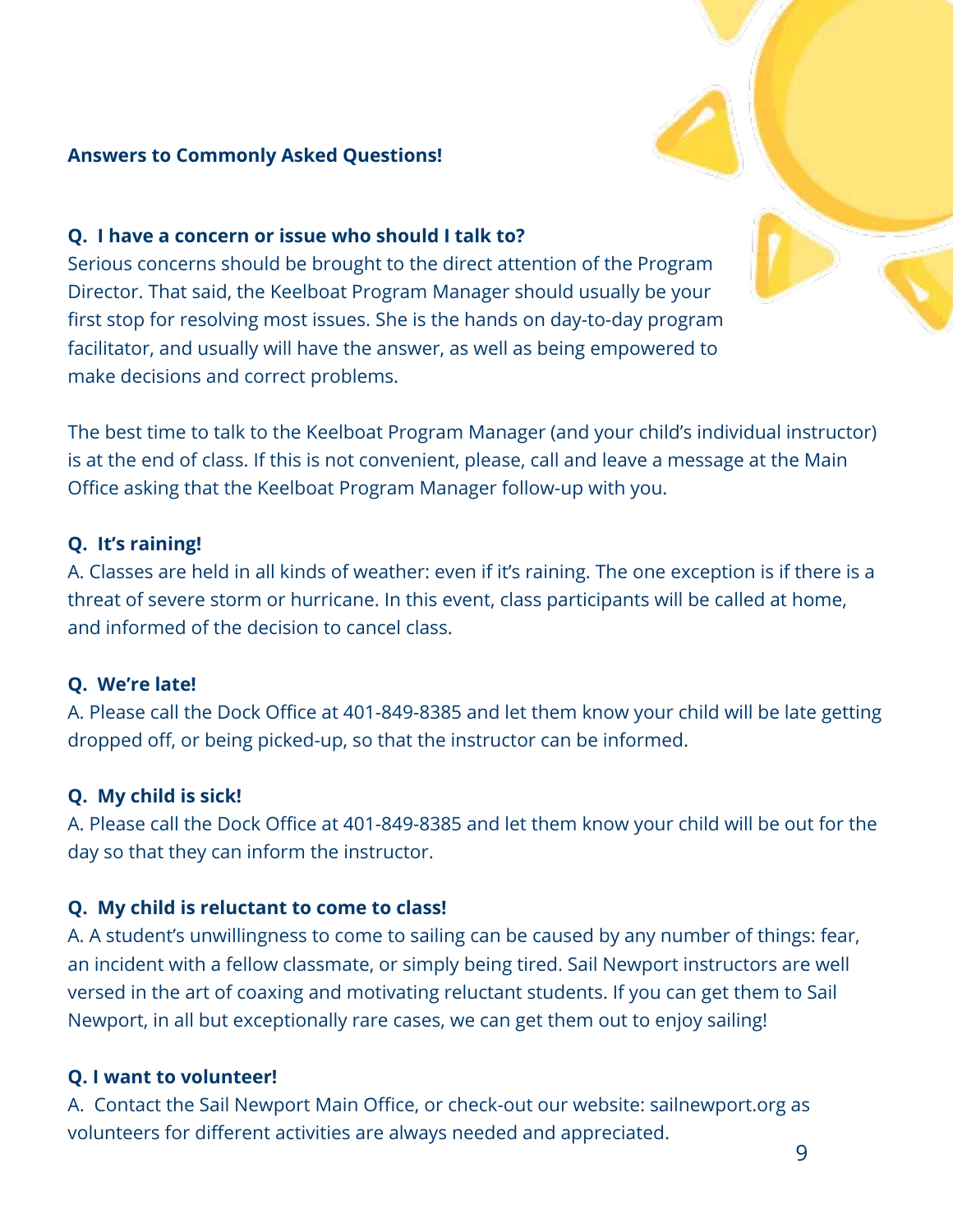**Answers to Commonly Asked Questions!**

**Q. I have a concern or issue who should I talk to?**

Serious concerns should be brought to the direct attention of the Program Director. That said, the Keelboat Program Manager should usually be your first stop for resolving most issues. She is the hands on day-to-day program facilitator, and usually will have the answer, as well as being empowered to make decisions and correct problems.

The best time to talk to the Keelboat Program Manager (and your child's individual instructor) is at the end of class. If this is not convenient, please, call and leave a message at the Main Office asking that the Keelboat Program Manager follow-up with you.

**Q. It's raining!**

A. Classes are held in all kinds of weather: even if it's raining. The one exception is if there is a threat of severe storm or hurricane. In this event, class participants will be called at home, and informed of the decision to cancel class.

**Q. We're late!**

A. Please call the Dock Office at 401-849-8385 and let them know your child will be late getting dropped off, or being picked-up, so that the instructor can be informed.

**Q. My child is sick!**

A. Please call the Dock Office at 401-849-8385 and let them know your child will be out for the day so that they can inform the instructor.

**Q. My child is reluctant to come to class!**

A. A student's unwillingness to come to sailing can be caused by any number of things: fear, an incident with a fellow classmate, or simply being tired. Sail Newport instructors are well versed in the art of coaxing and motivating reluctant students. If you can get them to Sail Newport, in all but exceptionally rare cases, we can get them out to enjoy sailing!

**Q. I want to volunteer!**

A. Contact the Sail Newport Main Office, or check-out our website: sailnewport.org as volunteers for different activities are always needed and appreciated.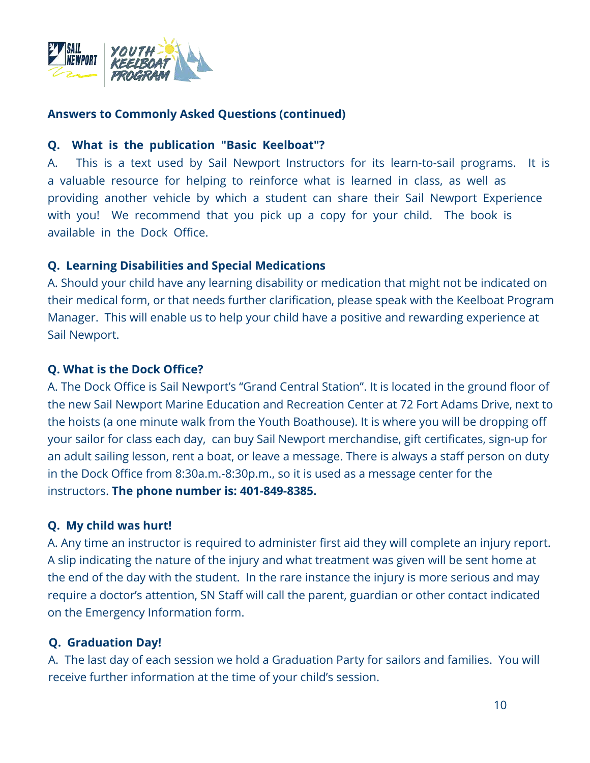**Answers to Commonly Asked Questions (continued)**

**Q. What is the publication "Basic Keelboat"?**

A. This is a text used by Sail Newport Instructors for its learn-to-sail programs. It is a valuable resource for helping to reinforce what is learned in class, as well as providing another vehicle by which a student can share their Sail Newport Experience with you! We recommend that you pick up a copy for your child. The book is available in the Dock Office.

**Q. Learning Disabilities and Special Medications**

A. Should your child have any learning disability or medication that might not be indicated on their medical form, or that needs further clarification, please speak with the Keelboat Program Manager. This will enable us to help your child have a positive and rewarding experience at Sail Newport.

**Q. What is the Dock Office?**

A. The Dock Office is Sail Newport's "Grand Central Station". It is located in the ground floor of the new Sail Newport Marine Education and Recreation Center at 72 Fort Adams Drive, next to the hoists (a one minute walk from the Youth Boathouse). It is where you will be dropping off your sailor for class each day, can buy Sail Newport merchandise, gift certificates, sign-up for an adult sailing lesson, rent a boat, or leave a message. There is always a staff person on duty in the Dock Office from 8:30a.m.-8:30p.m., so it is used as a message center for the instructors. **The phone number is: 401-849-8385.**

**Q. My child was hurt!**

A. Any time an instructor is required to administer first aid they will complete an injury report. A slip indicating the nature of the injury and what treatment was given will be sent home at the end of the day with the student. In the rare instance the injury is more serious and may require a doctor's attention, SN Staff will call the parent, guardian or other contact indicated on the Emergency Information form.

**Q. Graduation Day!**

A. The last day of each session we hold a Graduation Party for sailors and families. You will receive further information at the time of your child's session.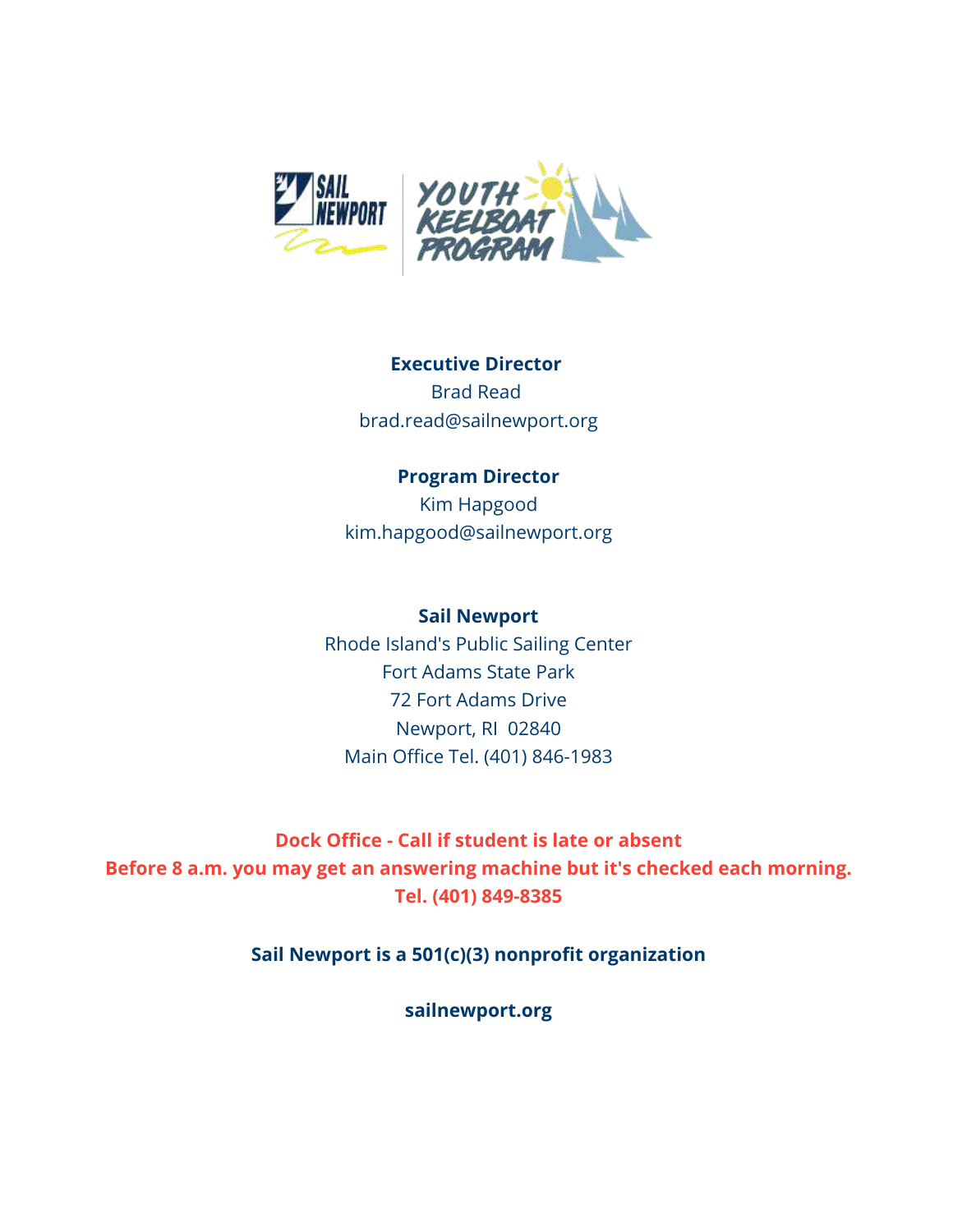**Executive Director**
Brad Read
brad.read@sailnewport.org

**Program Director**
Kim Hapgood
kim.hapgood@sailnewport.org

**Sail Newport**
Rhode Island's Public Sailing Center
Fort Adams State Park
72 Fort Adams Drive
Newport, RI 02840
Main Office Tel. (401) 846-1983

**Dock Office - Call if student is late or absent**
**Before 8 a.m. you may get an answering machine but it's checked each morning.**
**Tel. (401) 849-8385**

**Sail Newport is a 501(c)(3) nonprofit organization**

**sailnewport.org**